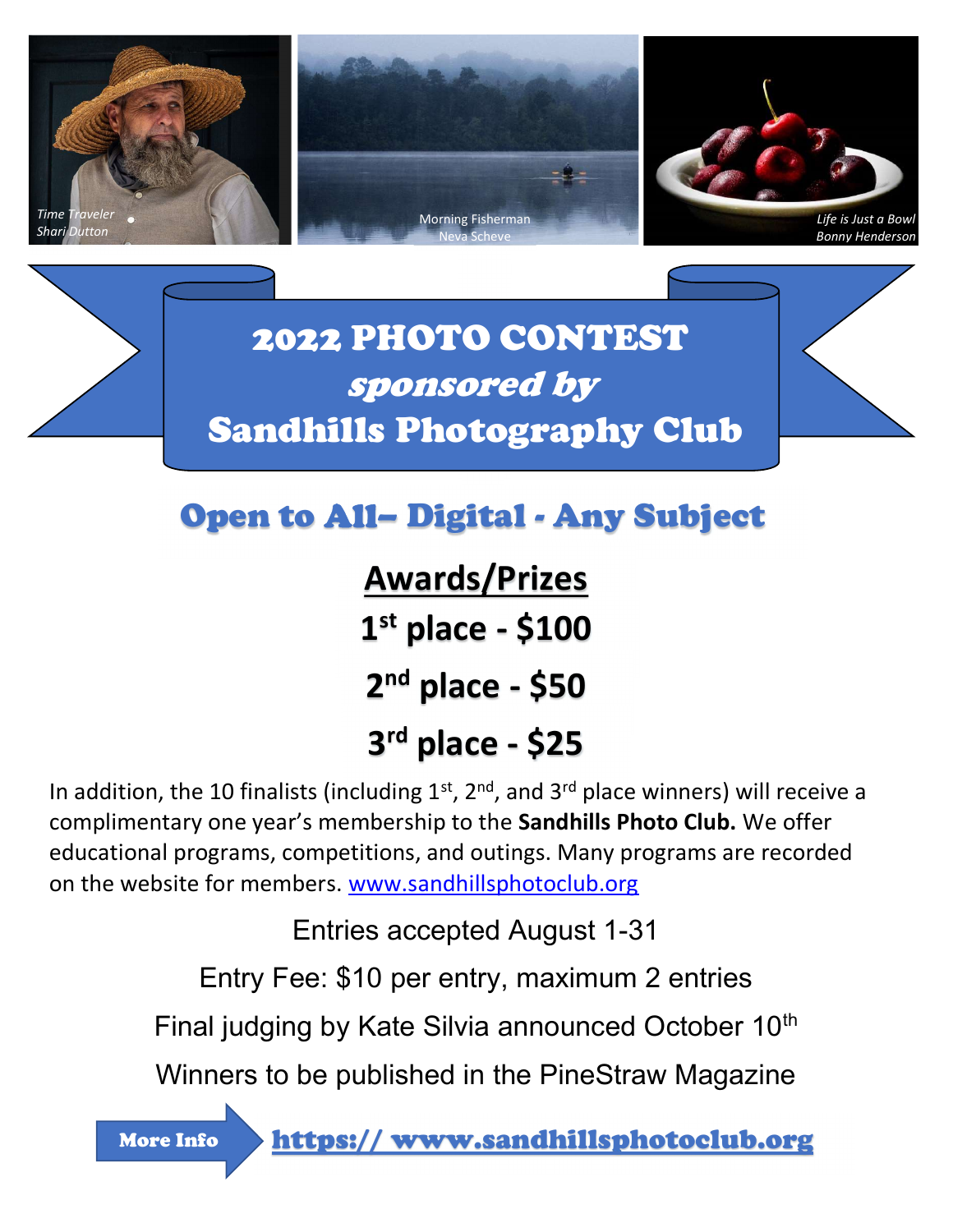*Time Traveler*
*Shari Dutton*

Morning Fisherman
Neva Scheve

*Life is Just a Bowl*
*Bonny Henderson*

# 2022 PHOTO CONTEST
## *sponsored by*
# Sandhills Photography Club

## Open to All– Digital - Any Subject

## Awards/Prizes

**1st place - $100**

**2nd place - $50**

**3rd place - $25**

In addition, the 10 finalists (including 1st, 2nd, and 3rd place winners) will receive a complimentary one year's membership to the **Sandhills Photo Club.** We offer educational programs, competitions, and outings. Many programs are recorded on the website for members. www.sandhillsphotoclub.org

Entries accepted August 1-31

Entry Fee: $10 per entry, maximum 2 entries

Final judging by Kate Silvia announced October 10th

Winners to be published in the PineStraw Magazine

**More Info** https:// www.sandhillsphotoclub.org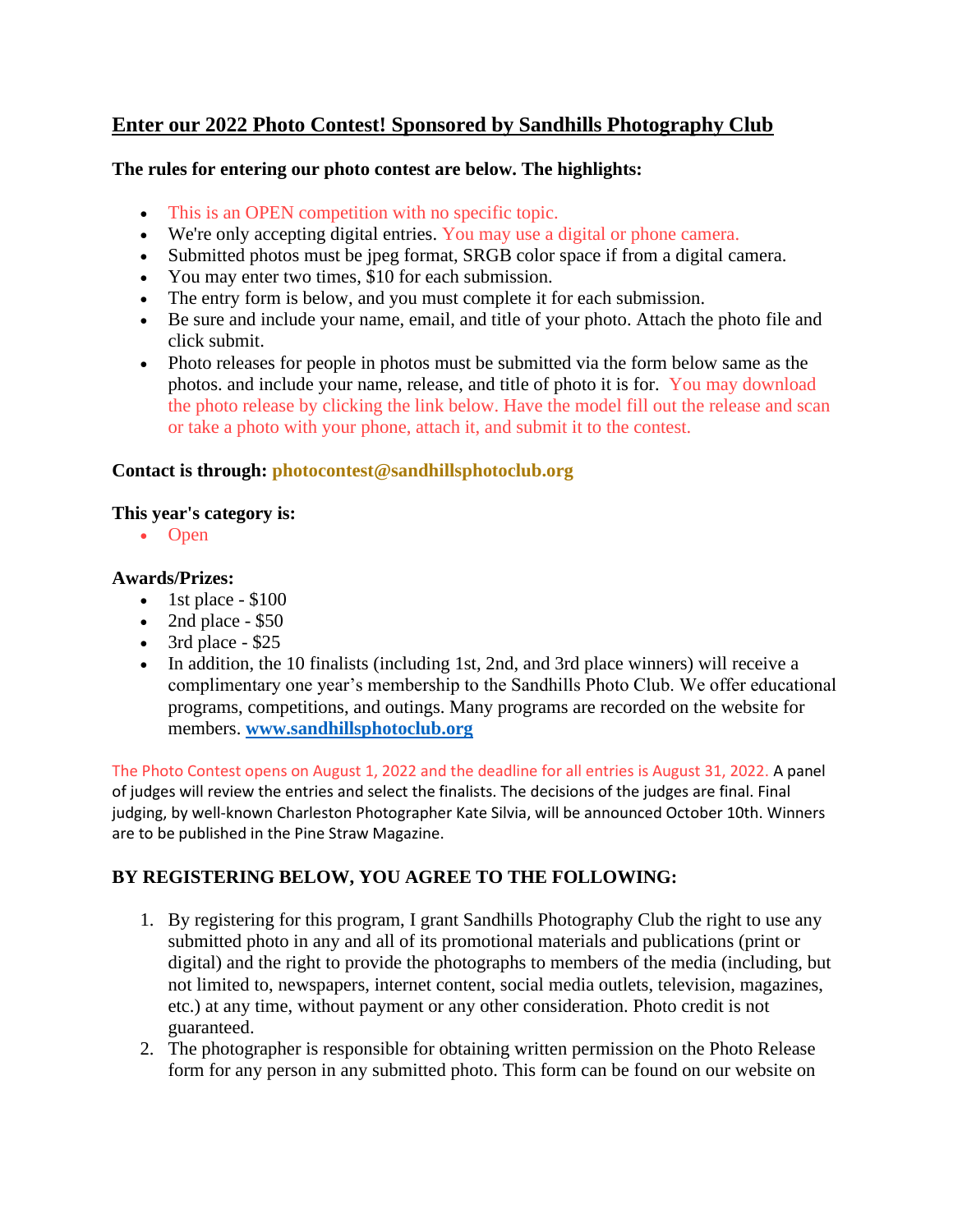## Enter our 2022 Photo Contest! Sponsored by Sandhills Photography Club

**The rules for entering our photo contest are below. The highlights:**

- This is an OPEN competition with no specific topic.
- We're only accepting digital entries. You may use a digital or phone camera.
- Submitted photos must be jpeg format, SRGB color space if from a digital camera.
- You may enter two times, $10 for each submission.
- The entry form is below, and you must complete it for each submission.
- Be sure and include your name, email, and title of your photo. Attach the photo file and click submit.
- Photo releases for people in photos must be submitted via the form below same as the photos. and include your name, release, and title of photo it is for. You may download the photo release by clicking the link below. Have the model fill out the release and scan or take a photo with your phone, attach it, and submit it to the contest.

**Contact is through: photocontest@sandhillsphotoclub.org**

**This year's category is:**

- Open

**Awards/Prizes:**

- 1st place - $100
- 2nd place - $50
- 3rd place - $25
- In addition, the 10 finalists (including 1st, 2nd, and 3rd place winners) will receive a complimentary one year's membership to the Sandhills Photo Club. We offer educational programs, competitions, and outings. Many programs are recorded on the website for members. **www.sandhillsphotoclub.org**

The Photo Contest opens on August 1, 2022 and the deadline for all entries is August 31, 2022. A panel of judges will review the entries and select the finalists. The decisions of the judges are final. Final judging, by well-known Charleston Photographer Kate Silvia, will be announced October 10th. Winners are to be published in the Pine Straw Magazine.

### BY REGISTERING BELOW, YOU AGREE TO THE FOLLOWING:

1. By registering for this program, I grant Sandhills Photography Club the right to use any submitted photo in any and all of its promotional materials and publications (print or digital) and the right to provide the photographs to members of the media (including, but not limited to, newspapers, internet content, social media outlets, television, magazines, etc.) at any time, without payment or any other consideration. Photo credit is not guaranteed.
2. The photographer is responsible for obtaining written permission on the Photo Release form for any person in any submitted photo. This form can be found on our website on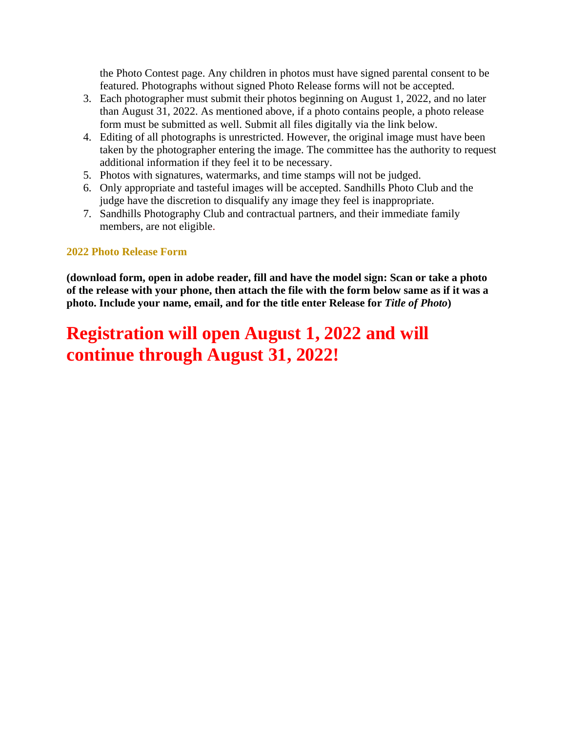the Photo Contest page. Any children in photos must have signed parental consent to be featured. Photographs without signed Photo Release forms will not be accepted.

3. Each photographer must submit their photos beginning on August 1, 2022, and no later than August 31, 2022. As mentioned above, if a photo contains people, a photo release form must be submitted as well. Submit all files digitally via the link below.
4. Editing of all photographs is unrestricted. However, the original image must have been taken by the photographer entering the image. The committee has the authority to request additional information if they feel it to be necessary.
5. Photos with signatures, watermarks, and time stamps will not be judged.
6. Only appropriate and tasteful images will be accepted. Sandhills Photo Club and the judge have the discretion to disqualify any image they feel is inappropriate.
7. Sandhills Photography Club and contractual partners, and their immediate family members, are not eligible.

**2022 Photo Release Form**

**(download form, open in adobe reader, fill and have the model sign: Scan or take a photo of the release with your phone, then attach the file with the form below same as if it was a photo. Include your name, email, and for the title enter Release for *Title of Photo*)**

## Registration will open August 1, 2022 and will continue through August 31, 2022!